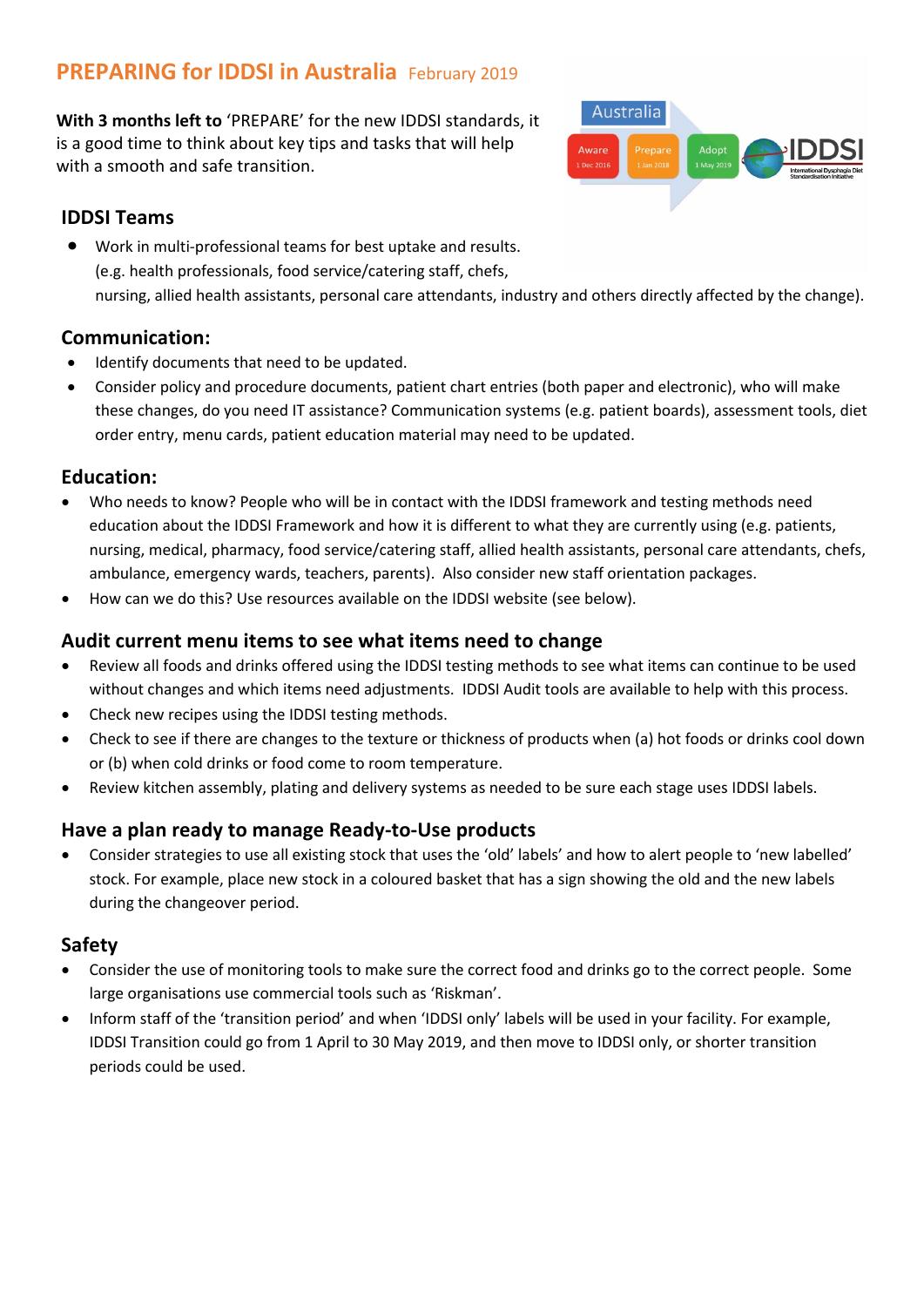## PREPARING for IDDSI in Australia February 2019

**With 3 months left to** 'PREPARE' for the new IDDSI standards, it is a good time to think about key tips and tasks that will help with a smooth and safe transition.

### IDDSI Teams

- Work in multi-professional teams for best uptake and results. (e.g. health professionals, food service/catering staff, chefs, nursing, allied health assistants, personal care attendants, industry and others directly affected by the change).

### Communication:

- Identify documents that need to be updated.
- Consider policy and procedure documents, patient chart entries (both paper and electronic), who will make these changes, do you need IT assistance? Communication systems (e.g. patient boards), assessment tools, diet order entry, menu cards, patient education material may need to be updated.

### Education:

- Who needs to know? People who will be in contact with the IDDSI framework and testing methods need education about the IDDSI Framework and how it is different to what they are currently using (e.g. patients, nursing, medical, pharmacy, food service/catering staff, allied health assistants, personal care attendants, chefs, ambulance, emergency wards, teachers, parents). Also consider new staff orientation packages.
- How can we do this? Use resources available on the IDDSI website (see below).

### Audit current menu items to see what items need to change

- Review all foods and drinks offered using the IDDSI testing methods to see what items can continue to be used without changes and which items need adjustments. IDDSI Audit tools are available to help with this process.
- Check new recipes using the IDDSI testing methods.
- Check to see if there are changes to the texture or thickness of products when (a) hot foods or drinks cool down or (b) when cold drinks or food come to room temperature.
- Review kitchen assembly, plating and delivery systems as needed to be sure each stage uses IDDSI labels.

### Have a plan ready to manage Ready-to-Use products

- Consider strategies to use all existing stock that uses the 'old' labels' and how to alert people to 'new labelled' stock. For example, place new stock in a coloured basket that has a sign showing the old and the new labels during the changeover period.

### Safety

- Consider the use of monitoring tools to make sure the correct food and drinks go to the correct people. Some large organisations use commercial tools such as 'Riskman'.
- Inform staff of the 'transition period' and when 'IDDSI only' labels will be used in your facility. For example, IDDSI Transition could go from 1 April to 30 May 2019, and then move to IDDSI only, or shorter transition periods could be used.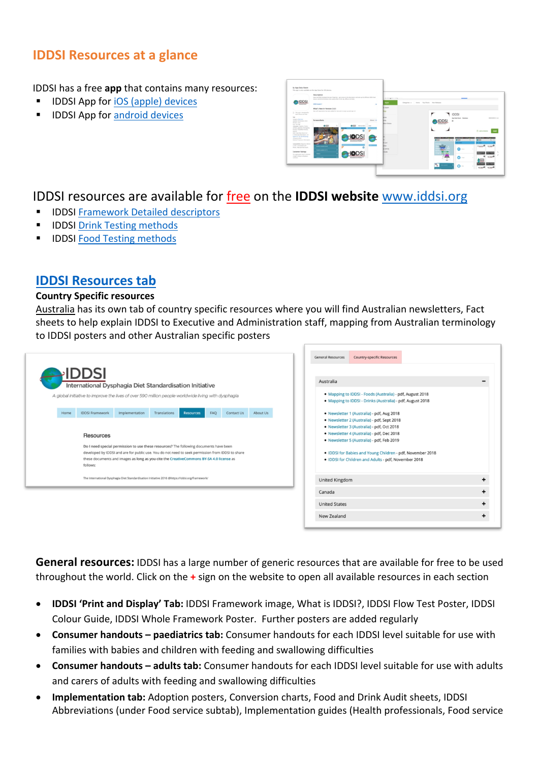## IDDSI Resources at a glance

IDDSI has a free **app** that contains many resources:

- IDDSI App for iOS (apple) devices
- IDDSI App for android devices

IDDSI resources are available for free on the **IDDSI website** www.iddsi.org

- IDDSI Framework Detailed descriptors
- IDDSI Drink Testing methods
- IDDSI Food Testing methods

## IDDSI Resources tab

**Country Specific resources**

Australia has its own tab of country specific resources where you will find Australian newsletters, Fact sheets to help explain IDDSI to Executive and Administration staff, mapping from Australian terminology to IDDSI posters and other Australian specific posters

**General resources:** IDDSI has a large number of generic resources that are available for free to be used throughout the world. Click on the **+** sign on the website to open all available resources in each section

- **IDDSI 'Print and Display' Tab:** IDDSI Framework image, What is IDDSI?, IDDSI Flow Test Poster, IDDSI Colour Guide, IDDSI Whole Framework Poster. Further posters are added regularly
- **Consumer handouts – paediatrics tab:** Consumer handouts for each IDDSI level suitable for use with families with babies and children with feeding and swallowing difficulties
- **Consumer handouts – adults tab:** Consumer handouts for each IDDSI level suitable for use with adults and carers of adults with feeding and swallowing difficulties
- **Implementation tab:** Adoption posters, Conversion charts, Food and Drink Audit sheets, IDDSI Abbreviations (under Food service subtab), Implementation guides (Health professionals, Food service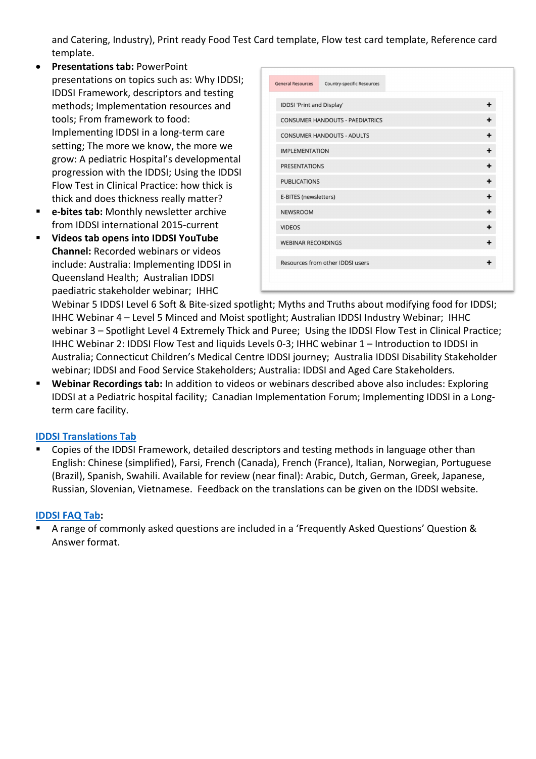and Catering, Industry), Print ready Food Test Card template, Flow test card template, Reference card template.

- **Presentations tab:** PowerPoint presentations on topics such as: Why IDDSI; IDDSI Framework, descriptors and testing methods; Implementation resources and tools; From framework to food: Implementing IDDSI in a long-term care setting; The more we know, the more we grow: A pediatric Hospital's developmental progression with the IDDSI; Using the IDDSI Flow Test in Clinical Practice: how thick is thick and does thickness really matter?

- **e-bites tab:** Monthly newsletter archive from IDDSI international 2015-current
- **Videos tab opens into IDDSI YouTube Channel:** Recorded webinars or videos include: Australia: Implementing IDDSI in Queensland Health; Australian IDDSI paediatric stakeholder webinar; IHHC Webinar 5 IDDSI Level 6 Soft & Bite-sized spotlight; Myths and Truths about modifying food for IDDSI; IHHC Webinar 4 – Level 5 Minced and Moist spotlight; Australian IDDSI Industry Webinar; IHHC webinar 3 – Spotlight Level 4 Extremely Thick and Puree; Using the IDDSI Flow Test in Clinical Practice; IHHC Webinar 2: IDDSI Flow Test and liquids Levels 0-3; IHHC webinar 1 – Introduction to IDDSI in Australia; Connecticut Children's Medical Centre IDDSI journey; Australia IDDSI Disability Stakeholder webinar; IDDSI and Food Service Stakeholders; Australia: IDDSI and Aged Care Stakeholders.
- **Webinar Recordings tab:** In addition to videos or webinars described above also includes: Exploring IDDSI at a Pediatric hospital facility; Canadian Implementation Forum; Implementing IDDSI in a Long-term care facility.

General Resources | Country-specific Resources

- IDDSI 'Print and Display' +
- CONSUMER HANDOUTS - PAEDIATRICS +
- CONSUMER HANDOUTS - ADULTS +
- IMPLEMENTATION +
- PRESENTATIONS +
- PUBLICATIONS +
- E-BITES (newsletters) +
- NEWSROOM +
- VIDEOS +
- WEBINAR RECORDINGS +
- Resources from other IDDSI users +

## IDDSI Translations Tab

- Copies of the IDDSI Framework, detailed descriptors and testing methods in language other than English: Chinese (simplified), Farsi, French (Canada), French (France), Italian, Norwegian, Portuguese (Brazil), Spanish, Swahili. Available for review (near final): Arabic, Dutch, German, Greek, Japanese, Russian, Slovenian, Vietnamese. Feedback on the translations can be given on the IDDSI website.

## IDDSI FAQ Tab:

- A range of commonly asked questions are included in a 'Frequently Asked Questions' Question & Answer format.